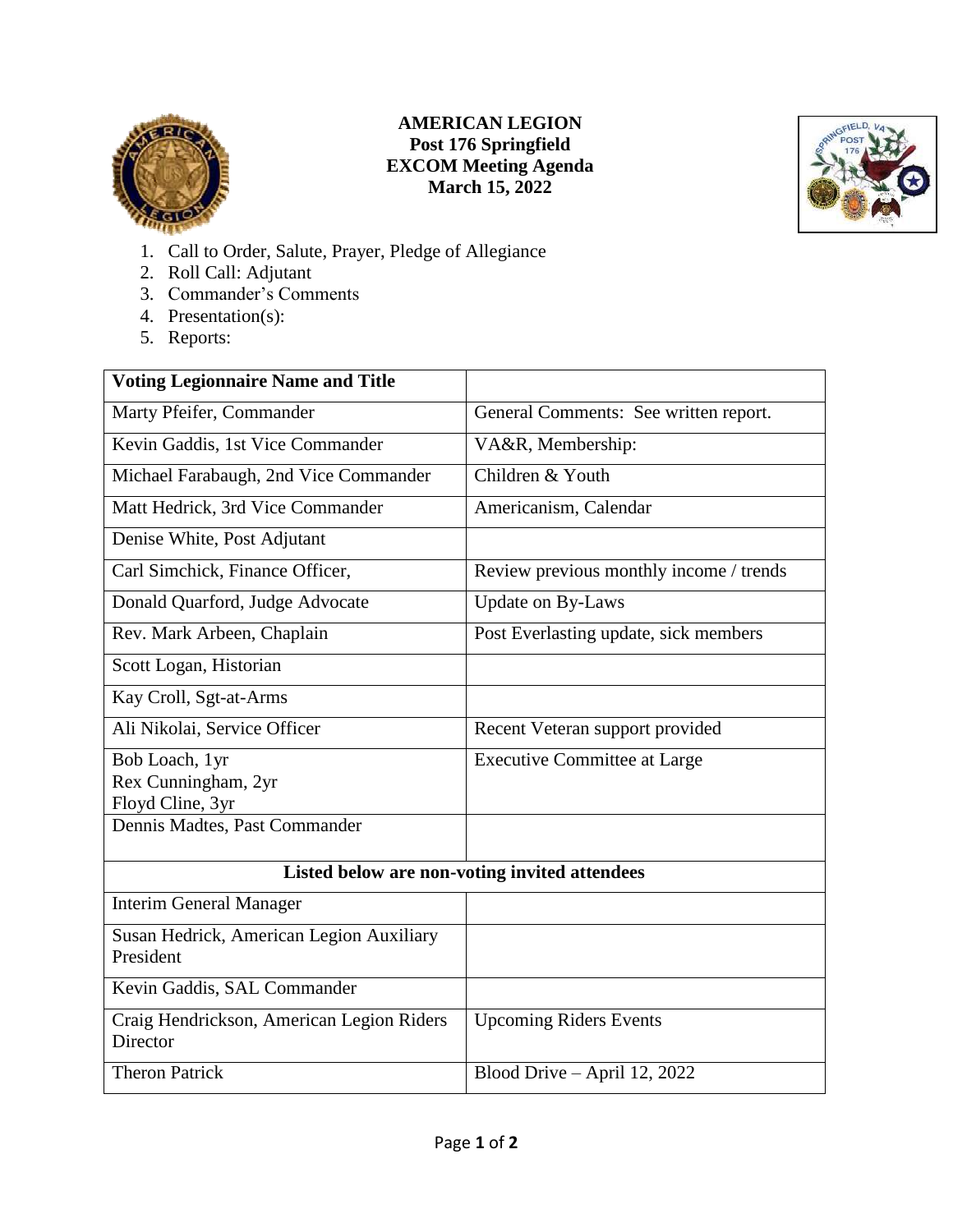# AMERICAN LEGION
## Post 176 Springfield
## EXCOM Meeting Agenda
## March 15, 2022

1. Call to Order, Salute, Prayer, Pledge of Allegiance
2. Roll Call: Adjutant
3. Commander's Comments
4. Presentation(s):
5. Reports:

| **Voting Legionnaire Name and Title** | |
|---|---|
| Marty Pfeifer, Commander | General Comments: See written report. |
| Kevin Gaddis, 1st Vice Commander | VA&R, Membership: |
| Michael Farabaugh, 2nd Vice Commander | Children & Youth |
| Matt Hedrick, 3rd Vice Commander | Americanism, Calendar |
| Denise White, Post Adjutant | |
| Carl Simchick, Finance Officer, | Review previous monthly income / trends |
| Donald Quarford, Judge Advocate | Update on By-Laws |
| Rev. Mark Arbeen, Chaplain | Post Everlasting update, sick members |
| Scott Logan, Historian | |
| Kay Croll, Sgt-at-Arms | |
| Ali Nikolai, Service Officer | Recent Veteran support provided |
| Bob Loach, 1yr<br>Rex Cunningham, 2yr<br>Floyd Cline, 3yr | Executive Committee at Large |
| Dennis Madtes, Past Commander | |
| **Listed below are non-voting invited attendees** | |
| Interim General Manager | |
| Susan Hedrick, American Legion Auxiliary President | |
| Kevin Gaddis, SAL Commander | |
| Craig Hendrickson, American Legion Riders Director | Upcoming Riders Events |
| Theron Patrick | Blood Drive – April 12, 2022 |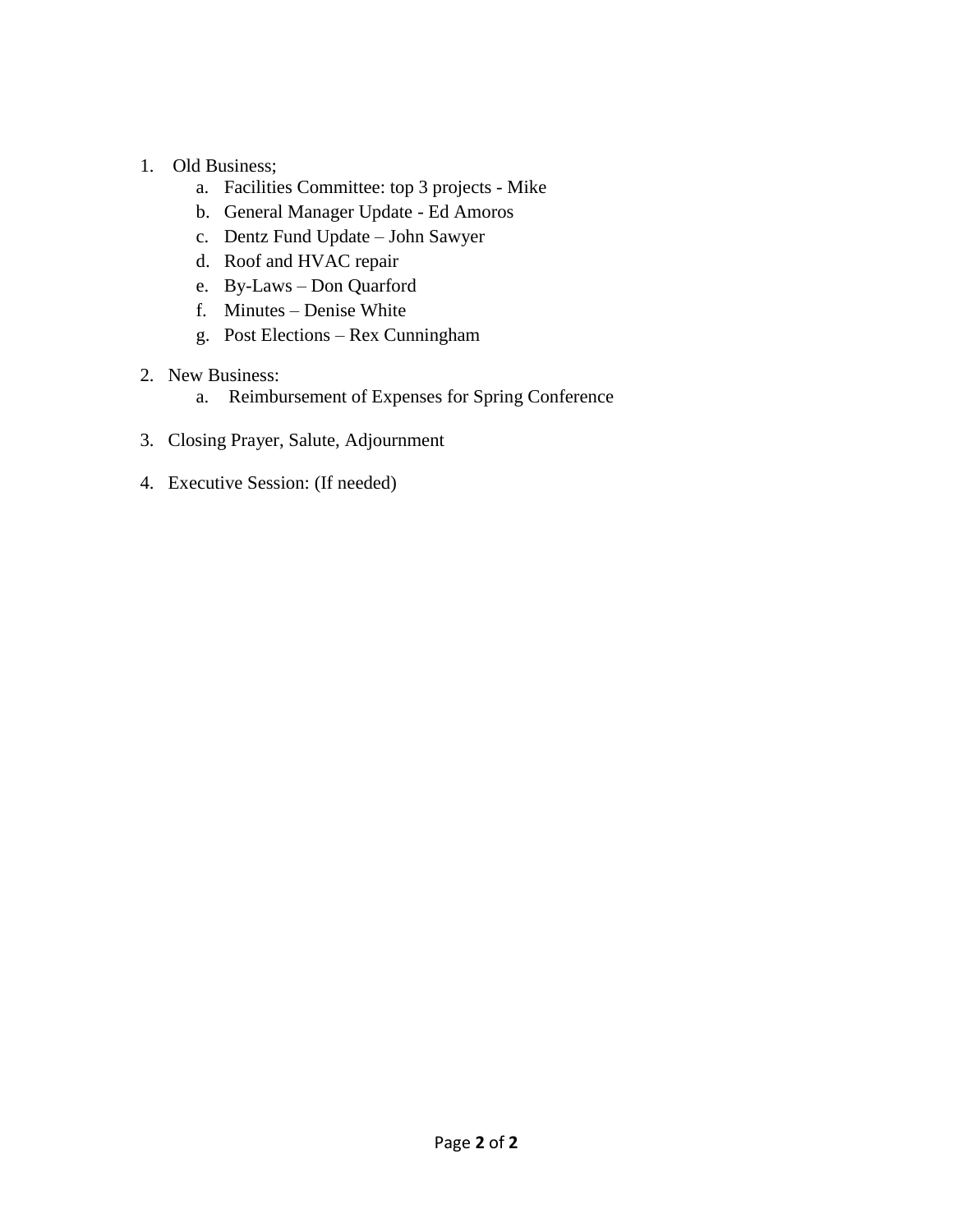1. Old Business;
    a. Facilities Committee: top 3 projects - Mike
    b. General Manager Update - Ed Amoros
    c. Dentz Fund Update – John Sawyer
    d. Roof and HVAC repair
    e. By-Laws – Don Quarford
    f. Minutes – Denise White
    g. Post Elections – Rex Cunningham

2. New Business:
    a. Reimbursement of Expenses for Spring Conference

3. Closing Prayer, Salute, Adjournment

4. Executive Session: (If needed)